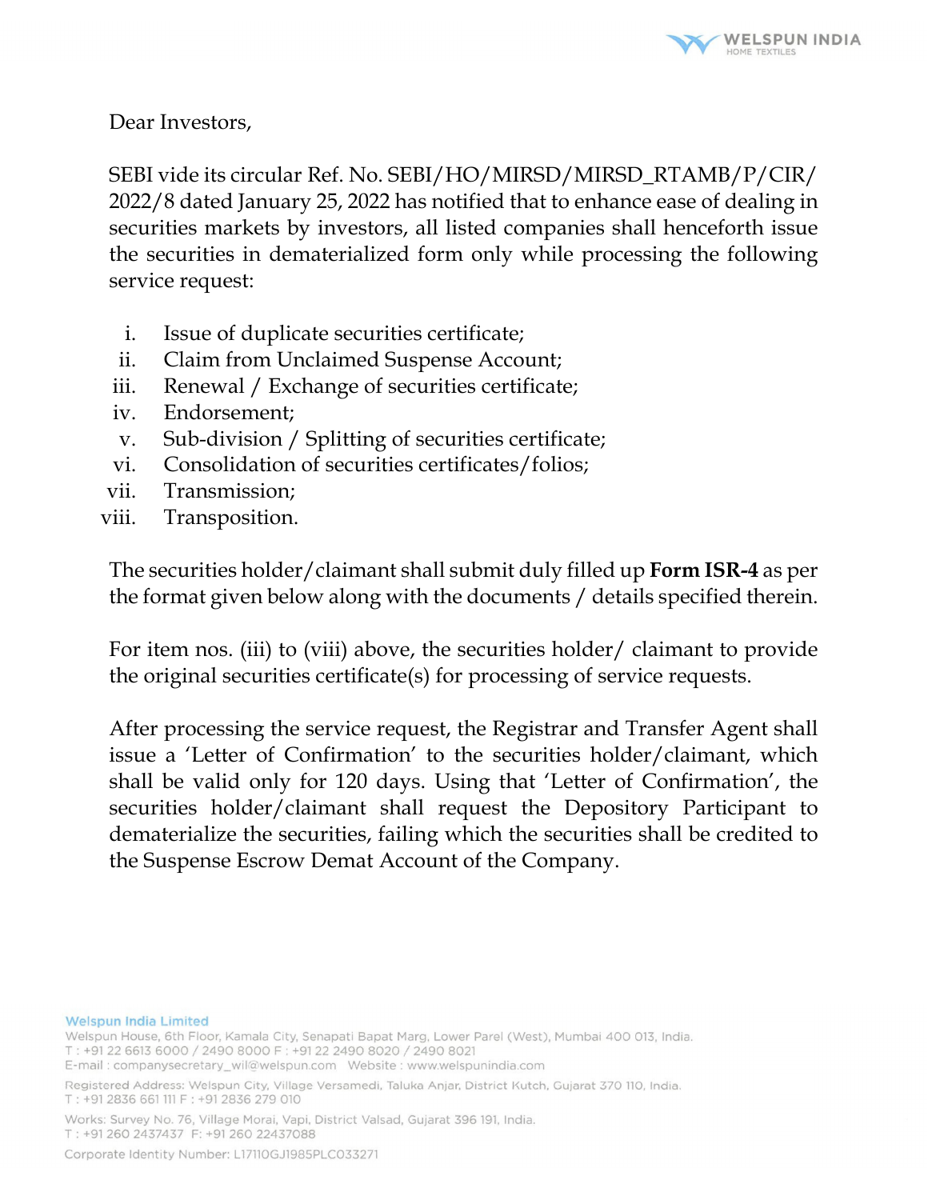Dear Investors,

SEBI vide its circular Ref. No. SEBI/HO/MIRSD/MIRSD_RTAMB/P/CIR/2022/8 dated January 25, 2022 has notified that to enhance ease of dealing in securities markets by investors, all listed companies shall henceforth issue the securities in dematerialized form only while processing the following service request:

i. Issue of duplicate securities certificate;
ii. Claim from Unclaimed Suspense Account;
iii. Renewal / Exchange of securities certificate;
iv. Endorsement;
v. Sub-division / Splitting of securities certificate;
vi. Consolidation of securities certificates/folios;
vii. Transmission;
viii. Transposition.

The securities holder/claimant shall submit duly filled up **Form ISR-4** as per the format given below along with the documents / details specified therein.

For item nos. (iii) to (viii) above, the securities holder/ claimant to provide the original securities certificate(s) for processing of service requests.

After processing the service request, the Registrar and Transfer Agent shall issue a 'Letter of Confirmation' to the securities holder/claimant, which shall be valid only for 120 days. Using that 'Letter of Confirmation', the securities holder/claimant shall request the Depository Participant to dematerialize the securities, failing which the securities shall be credited to the Suspense Escrow Demat Account of the Company.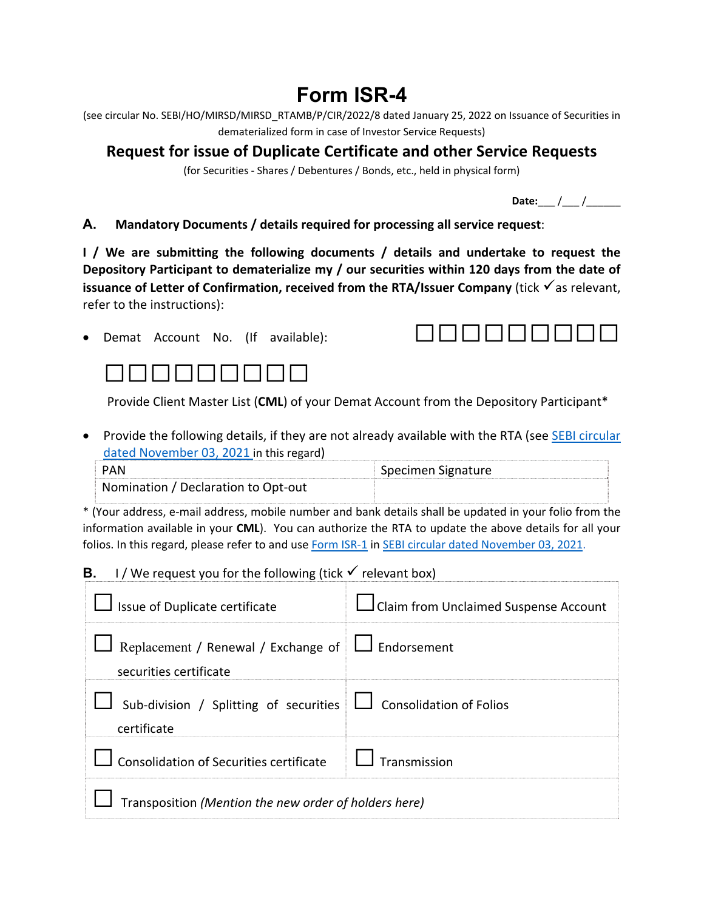# Form ISR-4

(see circular No. SEBI/HO/MIRSD/MIRSD_RTAMB/P/CIR/2022/8 dated January 25, 2022 on Issuance of Securities in dematerialized form in case of Investor Service Requests)

## Request for issue of Duplicate Certificate and other Service Requests

(for Securities - Shares / Debentures / Bonds, etc., held in physical form)

**Date:**___ /___ /______

**A. Mandatory Documents / details required for processing all service request**:

**I / We are submitting the following documents / details and undertake to request the Depository Participant to dematerialize my / our securities within 120 days from the date of issuance of Letter of Confirmation, received from the RTA/Issuer Company** (tick ✓ as relevant, refer to the instructions):

- Demat Account No. (If available): ☐☐☐☐☐☐☐☐☐ ☐☐☐☐☐☐☐☐☐

  Provide Client Master List (**CML**) of your Demat Account from the Depository Participant*

- Provide the following details, if they are not already available with the RTA (see SEBI circular dated November 03, 2021 in this regard)

| PAN | Specimen Signature |
|---|---|
| Nomination / Declaration to Opt-out | |

* (Your address, e-mail address, mobile number and bank details shall be updated in your folio from the information available in your **CML**). You can authorize the RTA to update the above details for all your folios. In this regard, please refer to and use Form ISR-1 in SEBI circular dated November 03, 2021.

**B.** I / We request you for the following (tick ✓ relevant box)

| | |
|---|---|
| ☐ Issue of Duplicate certificate | ☐ Claim from Unclaimed Suspense Account |
| ☐ Replacement / Renewal / Exchange of securities certificate | ☐ Endorsement |
| ☐ Sub-division / Splitting of securities certificate | ☐ Consolidation of Folios |
| ☐ Consolidation of Securities certificate | ☐ Transmission |
| ☐ Transposition *(Mention the new order of holders here)* | |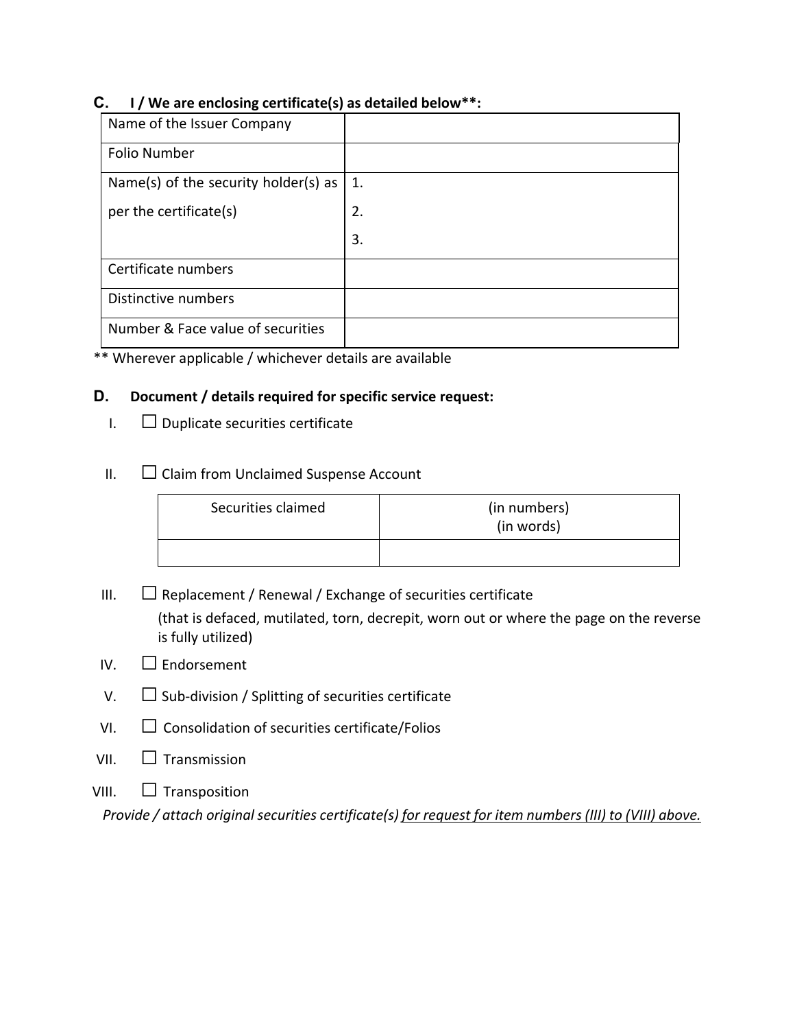## C. I / We are enclosing certificate(s) as detailed below**:

| | |
|---|---|
| Name of the Issuer Company | |
| Folio Number | |
| Name(s) of the security holder(s) as per the certificate(s) | 1.<br>2.<br>3. |
| Certificate numbers | |
| Distinctive numbers | |
| Number & Face value of securities | |

** Wherever applicable / whichever details are available

## D. Document / details required for specific service request:

I. ☐ Duplicate securities certificate

II. ☐ Claim from Unclaimed Suspense Account

| Securities claimed | (in numbers)<br>(in words) |
|---|---|
| | |

III. ☐ Replacement / Renewal / Exchange of securities certificate
(that is defaced, mutilated, torn, decrepit, worn out or where the page on the reverse is fully utilized)

IV. ☐ Endorsement

V. ☐ Sub-division / Splitting of securities certificate

VI. ☐ Consolidation of securities certificate/Folios

VII. ☐ Transmission

VIII. ☐ Transposition

*Provide / attach original securities certificate(s) for request for item numbers (III) to (VIII) above.*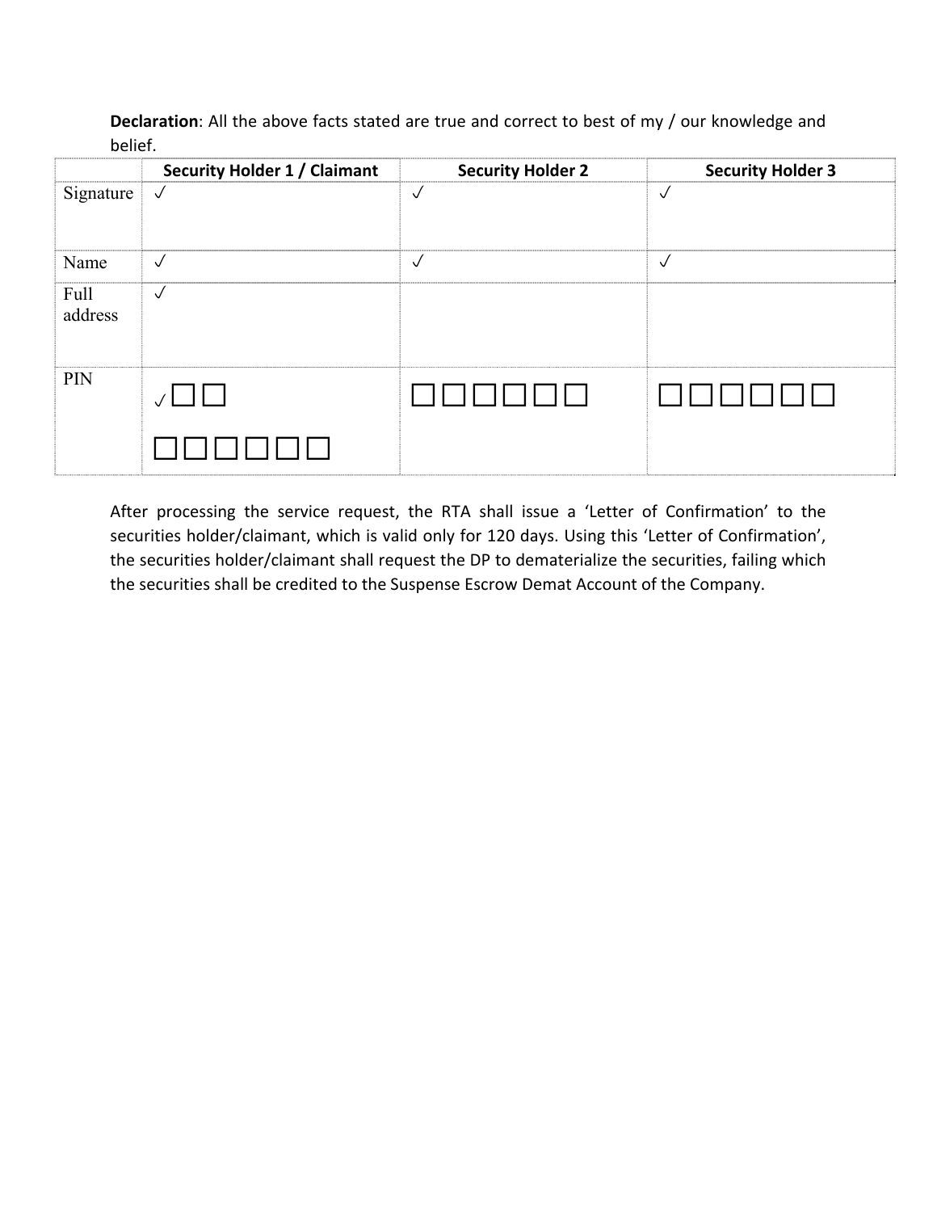**Declaration**: All the above facts stated are true and correct to best of my / our knowledge and belief.

| | Security Holder 1 / Claimant | Security Holder 2 | Security Holder 3 |
|---|---|---|---|
| Signature | ✓ | ✓ | ✓ |
| Name | ✓ | ✓ | ✓ |
| Full address | ✓ | | |
| PIN | ✓□□ □□□□□□ | □□□□□□ | □□□□□□ |

After processing the service request, the RTA shall issue a 'Letter of Confirmation' to the securities holder/claimant, which is valid only for 120 days. Using this 'Letter of Confirmation', the securities holder/claimant shall request the DP to dematerialize the securities, failing which the securities shall be credited to the Suspense Escrow Demat Account of the Company.